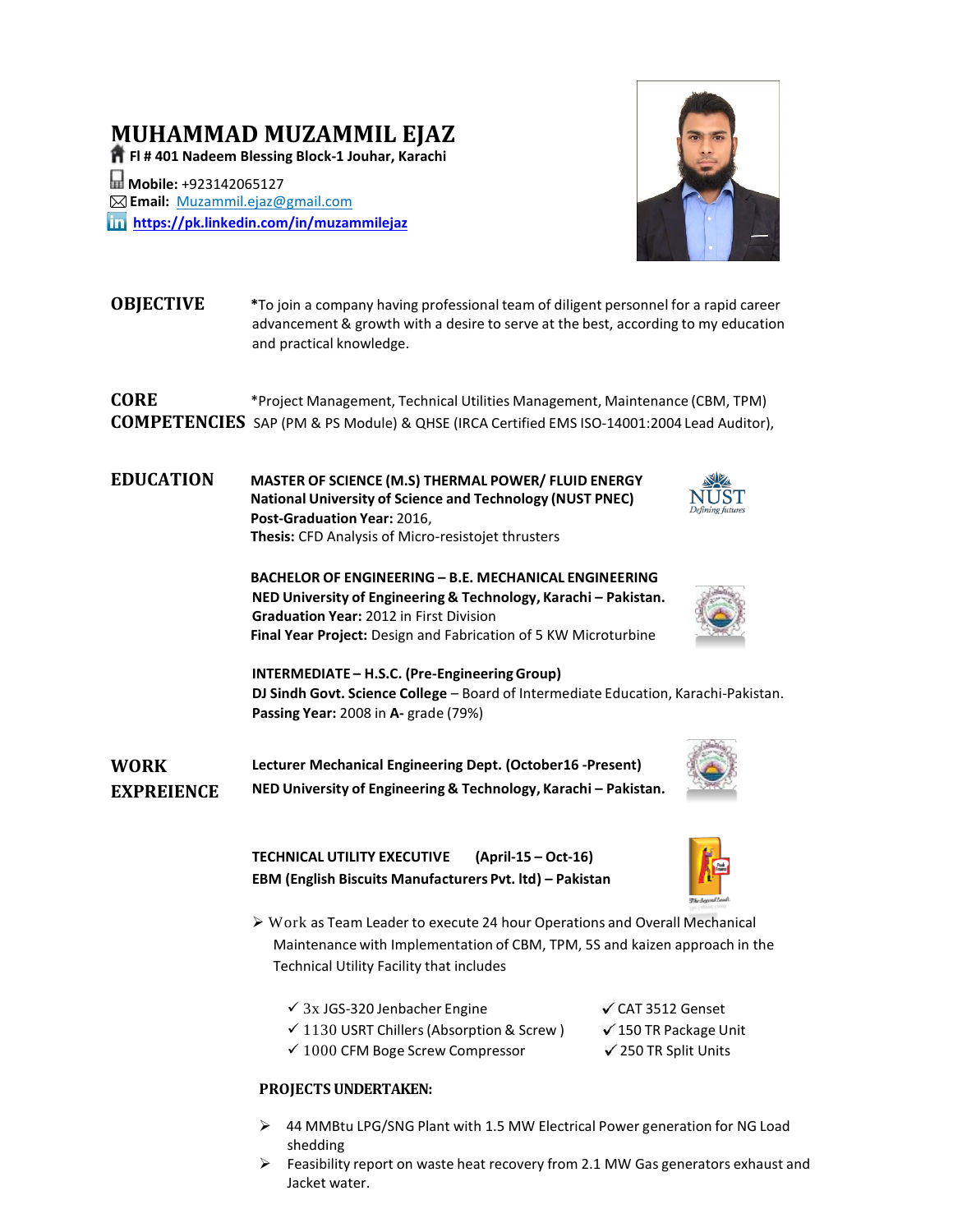# MUHAMMAD MUZAMMIL EJAZ

**Fl # 401 Nadeem Blessing Block-1 Jouhar, Karachi**

**Mobile:** +923142065127
**Email:** Muzammil.ejaz@gmail.com
**https://pk.linkedin.com/in/muzammilejaz**

## OBJECTIVE

*To join a company having professional team of diligent personnel for a rapid career advancement & growth with a desire to serve at the best, according to my education and practical knowledge.

## CORE COMPETENCIES

*Project Management, Technical Utilities Management, Maintenance (CBM, TPM) SAP (PM & PS Module) & QHSE (IRCA Certified EMS ISO-14001:2004 Lead Auditor),

## EDUCATION

**MASTER OF SCIENCE (M.S) THERMAL POWER/ FLUID ENERGY**
**National University of Science and Technology (NUST PNEC)**
**Post-Graduation Year:** 2016,
**Thesis:** CFD Analysis of Micro-resistojet thrusters

**BACHELOR OF ENGINEERING – B.E. MECHANICAL ENGINEERING**
**NED University of Engineering & Technology, Karachi – Pakistan.**
**Graduation Year:** 2012 in First Division
**Final Year Project:** Design and Fabrication of 5 KW Microturbine

**INTERMEDIATE – H.S.C. (Pre-Engineering Group)**
**DJ Sindh Govt. Science College** – Board of Intermediate Education, Karachi-Pakistan.
**Passing Year:** 2008 in **A-** grade (79%)

## WORK EXPREIENCE

**Lecturer Mechanical Engineering Dept. (October16 -Present)**
**NED University of Engineering & Technology, Karachi – Pakistan.**

**TECHNICAL UTILITY EXECUTIVE (April-15 – Oct-16)**
**EBM (English Biscuits Manufacturers Pvt. ltd) – Pakistan**

- Work as Team Leader to execute 24 hour Operations and Overall Mechanical Maintenance with Implementation of CBM, TPM, 5S and kaizen approach in the Technical Utility Facility that includes
  - ✓ 3x JGS-320 Jenbacher Engine
  - ✓ 1130 USRT Chillers (Absorption & Screw )
  - ✓ 1000 CFM Boge Screw Compressor
  - ✓ CAT 3512 Genset
  - ✓ 150 TR Package Unit
  - ✓ 250 TR Split Units

**PROJECTS UNDERTAKEN:**

- 44 MMBtu LPG/SNG Plant with 1.5 MW Electrical Power generation for NG Load shedding
- Feasibility report on waste heat recovery from 2.1 MW Gas generators exhaust and Jacket water.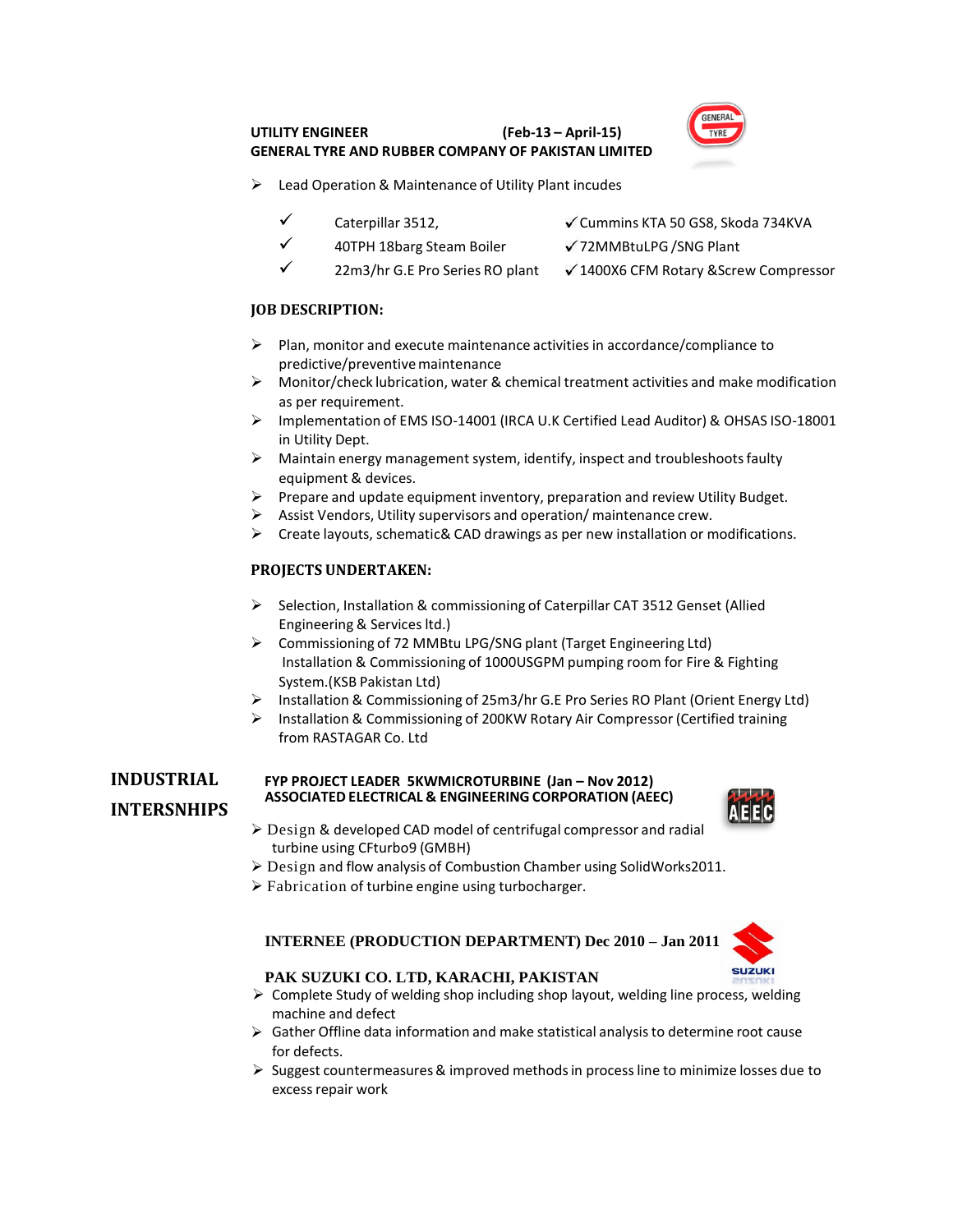**UTILITY ENGINEER (Feb-13 – April-15)**
**GENERAL TYRE AND RUBBER COMPANY OF PAKISTAN LIMITED**

- Lead Operation & Maintenance of Utility Plant incudes
  - ✓ Caterpillar 3512,
  - ✓ Cummins KTA 50 GS8, Skoda 734KVA
  - ✓ 40TPH 18barg Steam Boiler
  - ✓ 72MMBtuLPG /SNG Plant
  - ✓ 22m3/hr G.E Pro Series RO plant
  - ✓ 1400X6 CFM Rotary &Screw Compressor

**JOB DESCRIPTION:**

- Plan, monitor and execute maintenance activities in accordance/compliance to predictive/preventive maintenance
- Monitor/check lubrication, water & chemical treatment activities and make modification as per requirement.
- Implementation of EMS ISO-14001 (IRCA U.K Certified Lead Auditor) & OHSAS ISO-18001 in Utility Dept.
- Maintain energy management system, identify, inspect and troubleshoots faulty equipment & devices.
- Prepare and update equipment inventory, preparation and review Utility Budget.
- Assist Vendors, Utility supervisors and operation/ maintenance crew.
- Create layouts, schematic& CAD drawings as per new installation or modifications.

**PROJECTS UNDERTAKEN:**

- Selection, Installation & commissioning of Caterpillar CAT 3512 Genset (Allied Engineering & Services ltd.)
- Commissioning of 72 MMBtu LPG/SNG plant (Target Engineering Ltd)
  Installation & Commissioning of 1000USGPM pumping room for Fire & Fighting System.(KSB Pakistan Ltd)
- Installation & Commissioning of 25m3/hr G.E Pro Series RO Plant (Orient Energy Ltd)
- Installation & Commissioning of 200KW Rotary Air Compressor (Certified training from RASTAGAR Co. Ltd

## INDUSTRIAL INTERSNHIPS

**FYP PROJECT LEADER 5KWMICROTURBINE (Jan – Nov 2012)**
**ASSOCIATED ELECTRICAL & ENGINEERING CORPORATION (AEEC)**

- Design & developed CAD model of centrifugal compressor and radial turbine using CFturbo9 (GMBH)
- Design and flow analysis of Combustion Chamber using SolidWorks2011.
- Fabrication of turbine engine using turbocharger.

**INTERNEE (PRODUCTION DEPARTMENT) Dec 2010 – Jan 2011**

**PAK SUZUKI CO. LTD, KARACHI, PAKISTAN**

- Complete Study of welding shop including shop layout, welding line process, welding machine and defect
- Gather Offline data information and make statistical analysis to determine root cause for defects.
- Suggest countermeasures & improved methods in process line to minimize losses due to excess repair work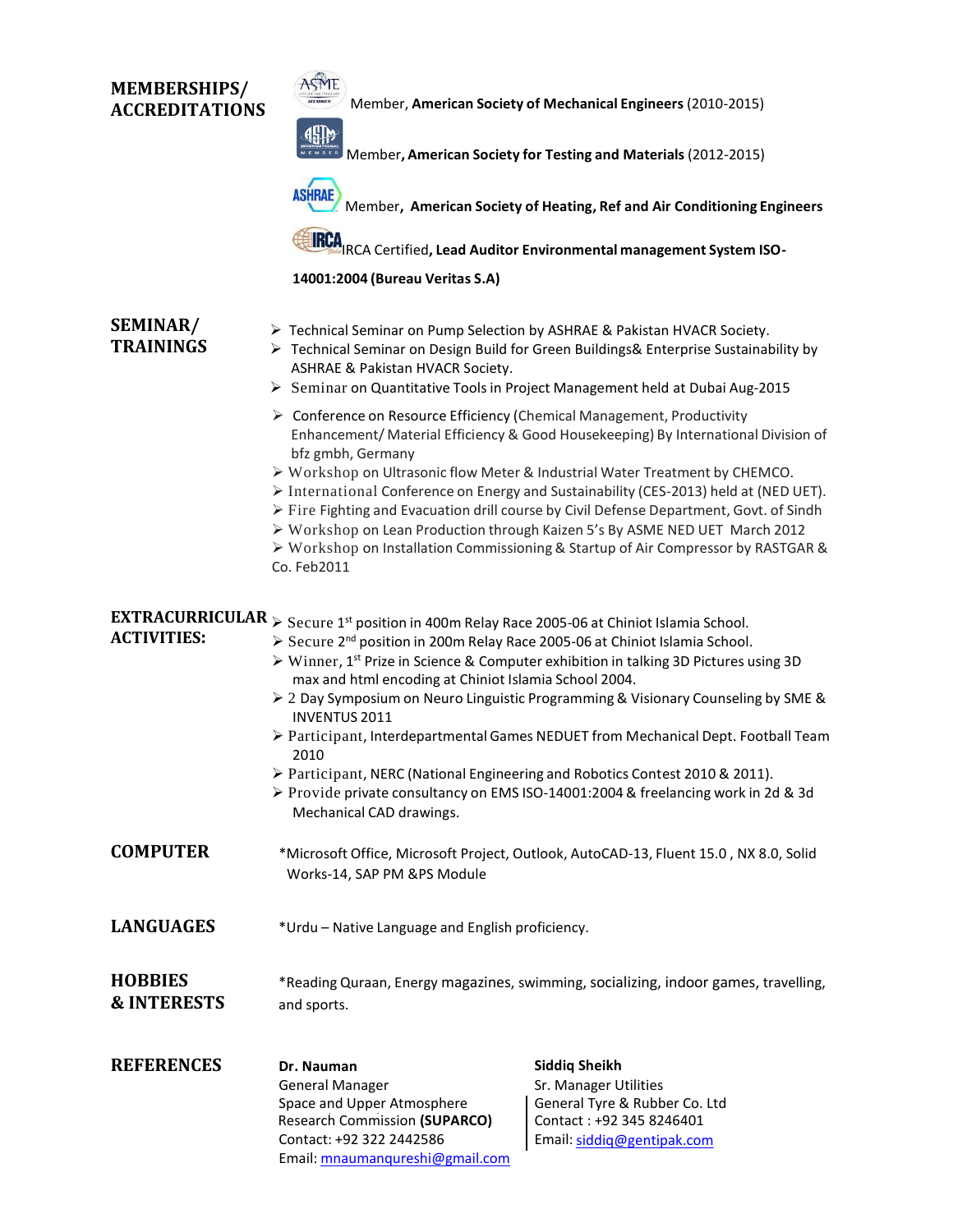## MEMBERSHIPS/ ACCREDITATIONS

Member, **American Society of Mechanical Engineers** (2010-2015)

Member**, American Society for Testing and Materials** (2012-2015)

Member**, American Society of Heating, Ref and Air Conditioning Engineers**

IRCA Certified**, Lead Auditor Environmental management System ISO-14001:2004 (Bureau Veritas S.A)**

## SEMINAR/ TRAININGS

- Technical Seminar on Pump Selection by ASHRAE & Pakistan HVACR Society.
- Technical Seminar on Design Build for Green Buildings& Enterprise Sustainability by ASHRAE & Pakistan HVACR Society.
- Seminar on Quantitative Tools in Project Management held at Dubai Aug-2015
- Conference on Resource Efficiency (Chemical Management, Productivity Enhancement/ Material Efficiency & Good Housekeeping) By International Division of bfz gmbh, Germany
- Workshop on Ultrasonic flow Meter & Industrial Water Treatment by CHEMCO.
- International Conference on Energy and Sustainability (CES-2013) held at (NED UET).
- Fire Fighting and Evacuation drill course by Civil Defense Department, Govt. of Sindh
- Workshop on Lean Production through Kaizen 5's By ASME NED UET March 2012
- Workshop on Installation Commissioning & Startup of Air Compressor by RASTGAR & Co. Feb2011

## EXTRACURRICULAR ACTIVITIES:

- Secure 1st position in 400m Relay Race 2005-06 at Chiniot Islamia School.
- Secure 2nd position in 200m Relay Race 2005-06 at Chiniot Islamia School.
- Winner, 1st Prize in Science & Computer exhibition in talking 3D Pictures using 3D max and html encoding at Chiniot Islamia School 2004.
- 2 Day Symposium on Neuro Linguistic Programming & Visionary Counseling by SME & INVENTUS 2011
- Participant, Interdepartmental Games NEDUET from Mechanical Dept. Football Team 2010
- Participant, NERC (National Engineering and Robotics Contest 2010 & 2011).
- Provide private consultancy on EMS ISO-14001:2004 & freelancing work in 2d & 3d Mechanical CAD drawings.

## COMPUTER

*Microsoft Office, Microsoft Project, Outlook, AutoCAD-13, Fluent 15.0 , NX 8.0, Solid Works-14, SAP PM &PS Module

## LANGUAGES

*Urdu – Native Language and English proficiency.

## HOBBIES & INTERESTS

*Reading Quraan, Energy magazines, swimming, socializing, indoor games, travelling, and sports.

## REFERENCES

**Dr. Nauman**
General Manager
Space and Upper Atmosphere Research Commission **(SUPARCO)**
Contact: +92 322 2442586
Email: mnaumanqureshi@gmail.com

**Siddiq Sheikh**
Sr. Manager Utilities
General Tyre & Rubber Co. Ltd
Contact : +92 345 8246401
Email: siddiq@gentipak.com